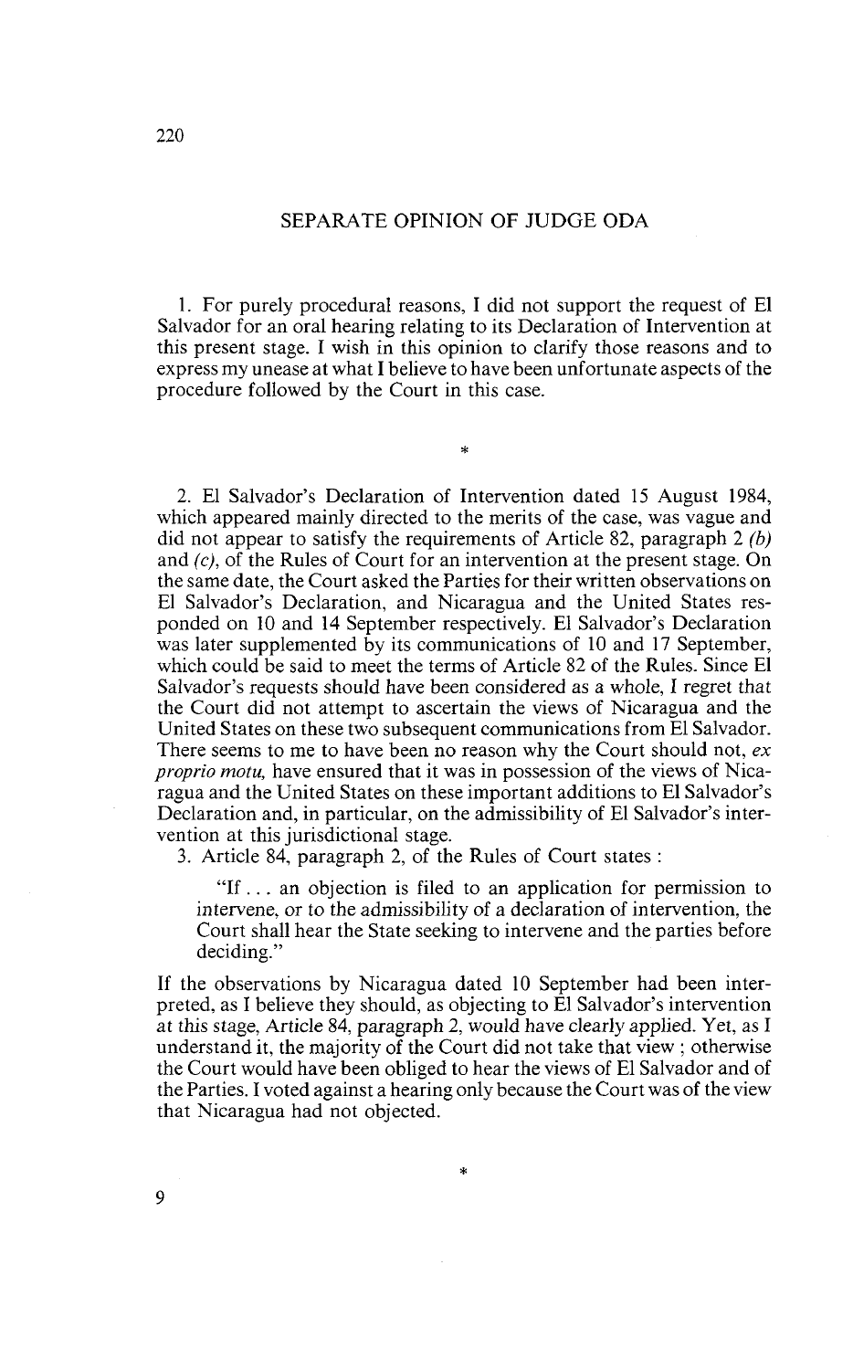## SEPARATE OPINION OF JUDGE ODA

1. For purely procedural reasons, I did not support the request of El Salvador for an oral hearing relating to its Declaration of Intervention at this present stage. I wish in this opinion to clarify those reasons and to express my unease at what I believe to have been unfortunate aspects of the procedure followed by the Court in this case.

\*

2. El Salvador's Declaration of Intervention dated 15 August 1984, which appeared mainly directed to the merits of the case, was vague and did not appear to satisfy the requirements of Article 82, paragraph 2 *(b)* and *(c)*, of the Rules of Court for an intervention at the present stage. On the same date, the Court asked the Parties for their written observations on El Salvador's Declaration, and Nicaragua and the United States responded on 10 and 14 September respectively. El Salvador's Declaration was later supplemented by its communications of 10 and 17 September, which could be said to meet the terms of Article 82 of the Rules. Since El Salvador's requests should have been considered as a whole, I regret that the Court did not attempt to ascertain the views of Nicaragua and the United States on these two subsequent communications from El Salvador. There seems to me to have been no reason why the Court should not, *ex proprio motu*, have ensured that it was in possession of the views of Nicaragua and the United States on these important additions to El Salvador's Declaration and, in particular, on the admissibility of El Salvador's intervention at this jurisdictional stage.

3. Article 84, paragraph 2, of the Rules of Court states :

> "If . . . an objection is filed to an application for permission to intervene, or to the admissibility of a declaration of intervention, the Court shall hear the State seeking to intervene and the parties before deciding."

If the observations by Nicaragua dated 10 September had been interpreted, as I believe they should, as objecting to El Salvador's intervention at this stage, Article 84, paragraph 2, would have clearly applied. Yet, as I understand it, the majority of the Court did not take that view ; otherwise the Court would have been obliged to hear the views of El Salvador and of the Parties. I voted against a hearing only because the Court was of the view that Nicaragua had not objected.

\*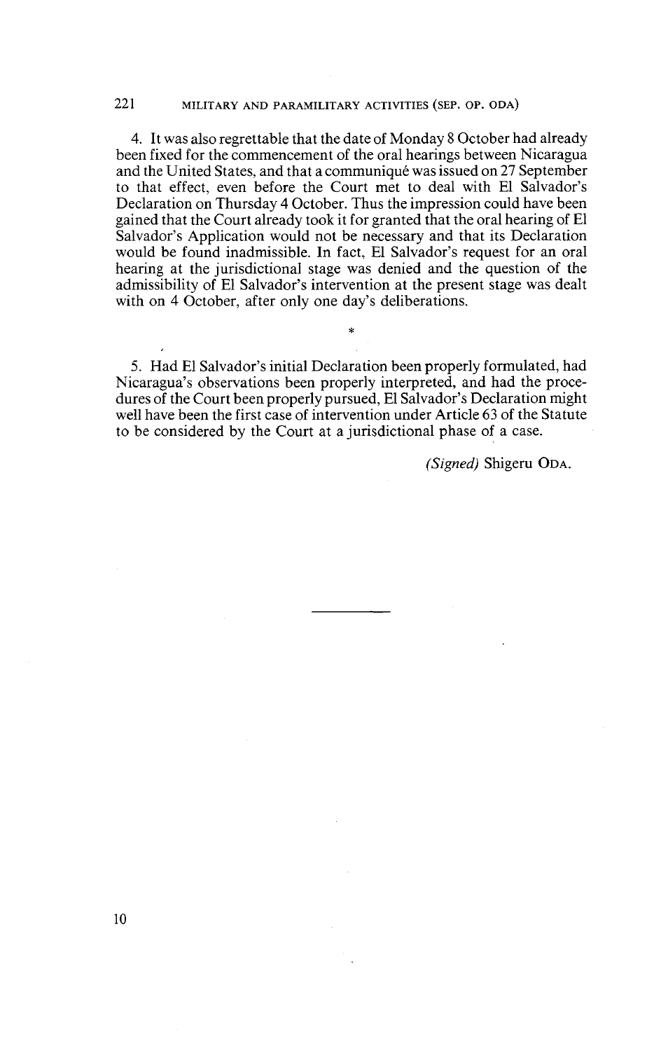4. It was also regrettable that the date of Monday 8 October had already been fixed for the commencement of the oral hearings between Nicaragua and the United States, and that a communiqué was issued on 27 September to that effect, even before the Court met to deal with El Salvador's Declaration on Thursday 4 October. Thus the impression could have been gained that the Court already took it for granted that the oral hearing of El Salvador's Application would not be necessary and that its Declaration would be found inadmissible. In fact, El Salvador's request for an oral hearing at the jurisdictional stage was denied and the question of the admissibility of El Salvador's intervention at the present stage was dealt with on 4 October, after only one day's deliberations.

*

5. Had El Salvador's initial Declaration been properly formulated, had Nicaragua's observations been properly interpreted, and had the procedures of the Court been properly pursued, El Salvador's Declaration might well have been the first case of intervention under Article 63 of the Statute to be considered by the Court at a jurisdictional phase of a case.

*(Signed)* Shigeru ODA.